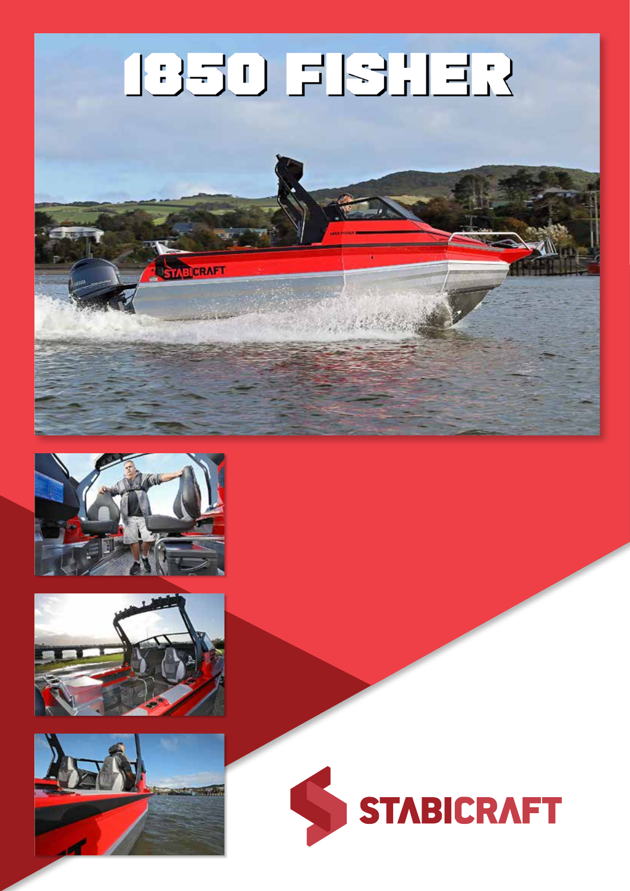# 1850 FISHER

STABICRAFT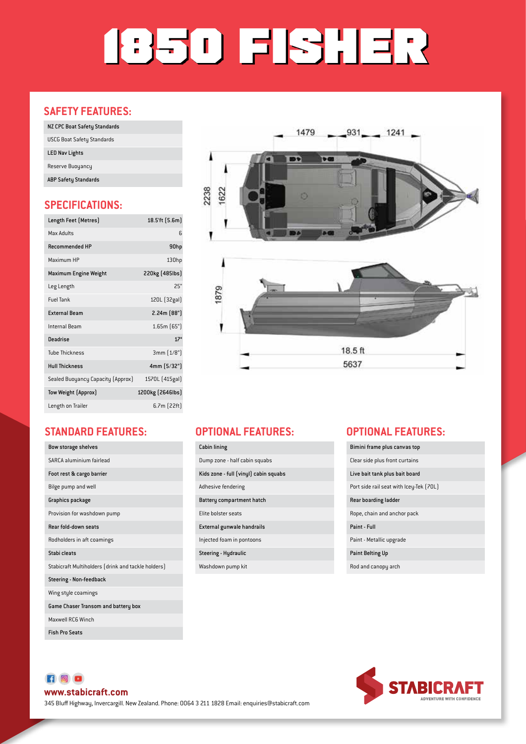# 1850 FISHER

## SAFETY FEATURES:

| |
|---|
| NZ CPC Boat Safety Standards |
| USCG Boat Safety Standards |
| LED Nav Lights |
| Reserve Buoyancy |
| ABP Safety Standards |

## SPECIFICATIONS:

| | |
|---|---|
| Length Feet (Metres) | 18.5'ft (5.6m) |
| Max Adults | 6 |
| Recommended HP | 90hp |
| Maximum HP | 130hp |
| Maximum Engine Weight | 220kg (485lbs) |
| Leg Length | 25" |
| Fuel Tank | 120L (32gal) |
| External Beam | 2.24m (88") |
| Internal Beam | 1.65m (65") |
| Deadrise | 17° |
| Tube Thickness | 3mm (1/8") |
| Hull Thickness | 4mm (5/32") |
| Sealed Buoyancy Capacity (Approx) | 1570L (415gal) |
| Tow Weight (Approx) | 1200kg (2646lbs) |
| Length on Trailer | 6.7m (22ft) |

1479
931
1241
2238
1622
1879
18.5 ft
5637

## STANDARD FEATURES:

| |
|---|
| Bow storage shelves |
| SARCA aluminium fairlead |
| Foot rest & cargo barrier |
| Bilge pump and well |
| Graphics package |
| Provision for washdown pump |
| Rear fold-down seats |
| Rodholders in aft coamings |
| Stabi cleats |
| Stabicraft Multiholders (drink and tackle holders) |
| Steering - Non-feedback |
| Wing style coamings |
| Game Chaser Transom and battery box |
| Maxwell RC6 Winch |
| Fish Pro Seats |

## OPTIONAL FEATURES:

| |
|---|
| Cabin lining |
| Dump zone - half cabin squabs |
| Kids zone - full (vinyl) cabin squabs |
| Adhesive fendering |
| Battery compartment hatch |
| Elite bolster seats |
| External gunwale handrails |
| Injected foam in pontoons |
| Steering - Hydraulic |
| Washdown pump kit |

## OPTIONAL FEATURES:

| |
|---|
| Bimini frame plus canvas top |
| Clear side plus front curtains |
| Live bait tank plus bait board |
| Port side rail seat with Icey-Tek (70L) |
| Rear boarding ladder |
| Rope, chain and anchor pack |
| Paint - Full |
| Paint - Metallic upgrade |
| Paint Belting Up |
| Rod and canopy arch |

**www.stabicraft.com**

345 Bluff Highway, Invercargill. New Zealand. Phone: 0064 3 211 1828 Email: enquiries@stabicraft.com

STABICRAFT
ADVENTURE WITH CONFIDENCE